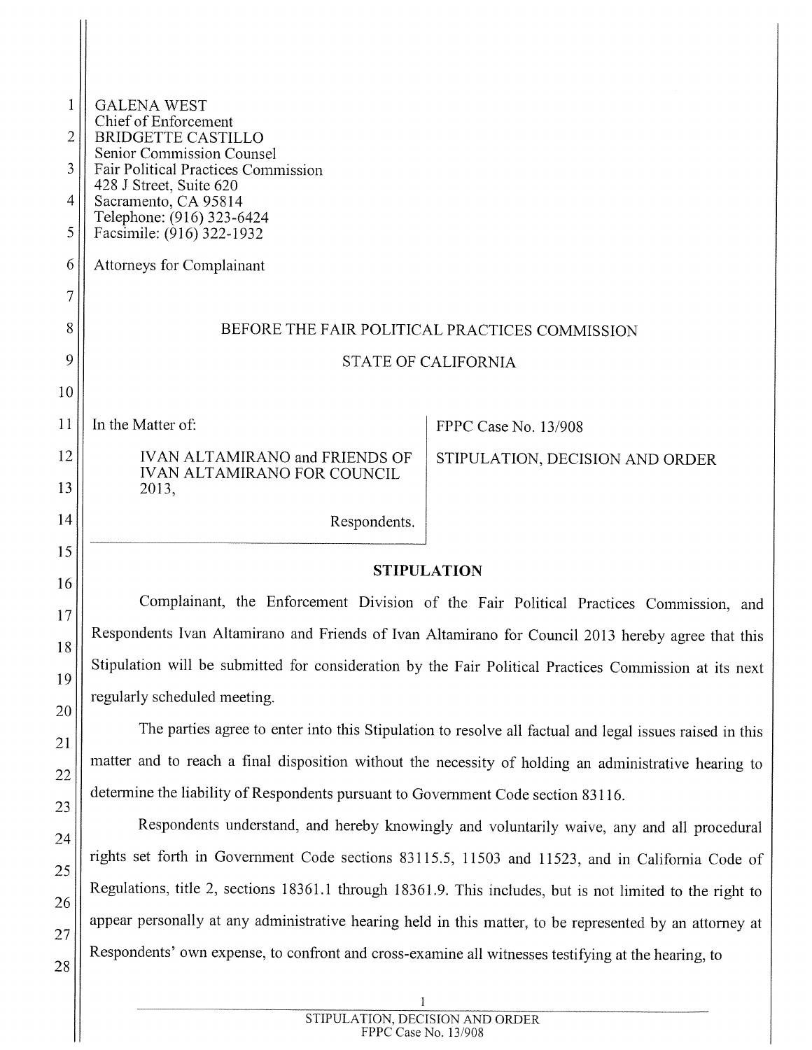GALENA WEST
Chief of Enforcement
BRIDGETTE CASTILLO
Senior Commission Counsel
Fair Political Practices Commission
428 J Street, Suite 620
Sacramento, CA 95814
Telephone: (916) 323-6424
Facsimile: (916) 322-1932

Attorneys for Complainant

BEFORE THE FAIR POLITICAL PRACTICES COMMISSION

STATE OF CALIFORNIA

| | |
|---|---|
| In the Matter of:<br><br>IVAN ALTAMIRANO and FRIENDS OF IVAN ALTAMIRANO FOR COUNCIL 2013,<br><br>Respondents. | FPPC Case No. 13/908<br><br>STIPULATION, DECISION AND ORDER |

## STIPULATION

Complainant, the Enforcement Division of the Fair Political Practices Commission, and Respondents Ivan Altamirano and Friends of Ivan Altamirano for Council 2013 hereby agree that this Stipulation will be submitted for consideration by the Fair Political Practices Commission at its next regularly scheduled meeting.

The parties agree to enter into this Stipulation to resolve all factual and legal issues raised in this matter and to reach a final disposition without the necessity of holding an administrative hearing to determine the liability of Respondents pursuant to Government Code section 83116.

Respondents understand, and hereby knowingly and voluntarily waive, any and all procedural rights set forth in Government Code sections 83115.5, 11503 and 11523, and in California Code of Regulations, title 2, sections 18361.1 through 18361.9. This includes, but is not limited to the right to appear personally at any administrative hearing held in this matter, to be represented by an attorney at Respondents' own expense, to confront and cross-examine all witnesses testifying at the hearing, to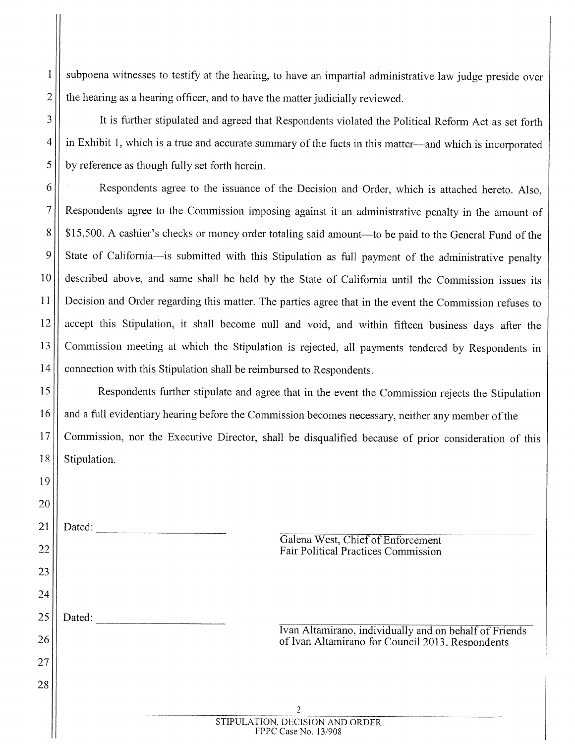subpoena witnesses to testify at the hearing, to have an impartial administrative law judge preside over the hearing as a hearing officer, and to have the matter judicially reviewed.

It is further stipulated and agreed that Respondents violated the Political Reform Act as set forth in Exhibit 1, which is a true and accurate summary of the facts in this matter—and which is incorporated by reference as though fully set forth herein.

Respondents agree to the issuance of the Decision and Order, which is attached hereto. Also, Respondents agree to the Commission imposing against it an administrative penalty in the amount of $15,500. A cashier's checks or money order totaling said amount—to be paid to the General Fund of the State of California—is submitted with this Stipulation as full payment of the administrative penalty described above, and same shall be held by the State of California until the Commission issues its Decision and Order regarding this matter. The parties agree that in the event the Commission refuses to accept this Stipulation, it shall become null and void, and within fifteen business days after the Commission meeting at which the Stipulation is rejected, all payments tendered by Respondents in connection with this Stipulation shall be reimbursed to Respondents.

Respondents further stipulate and agree that in the event the Commission rejects the Stipulation and a full evidentiary hearing before the Commission becomes necessary, neither any member of the Commission, nor the Executive Director, shall be disqualified because of prior consideration of this Stipulation.

Dated: ____________________

____________________________________
Galena West, Chief of Enforcement
Fair Political Practices Commission

Dated: ____________________

____________________________________
Ivan Altamirano, individually and on behalf of Friends of Ivan Altamirano for Council 2013, Respondents

STIPULATION, DECISION AND ORDER
FPPC Case No. 13/908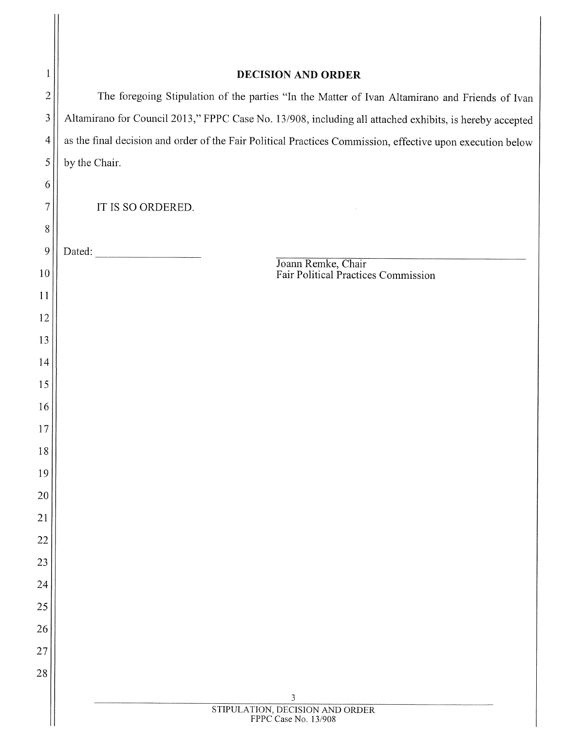# DECISION AND ORDER

The foregoing Stipulation of the parties "In the Matter of Ivan Altamirano and Friends of Ivan Altamirano for Council 2013," FPPC Case No. 13/908, including all attached exhibits, is hereby accepted as the final decision and order of the Fair Political Practices Commission, effective upon execution below by the Chair.

IT IS SO ORDERED.

Dated: ____________________

____________________________________
Joann Remke, Chair
Fair Political Practices Commission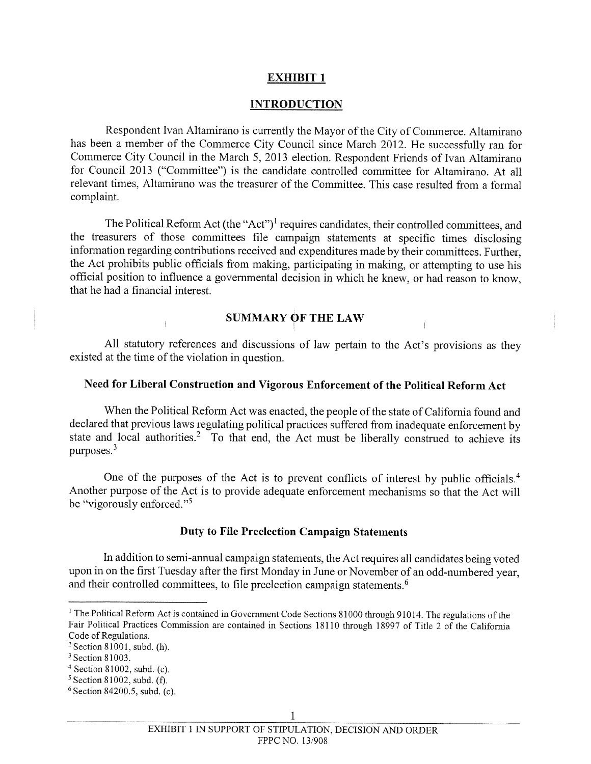# EXHIBIT 1

## INTRODUCTION

Respondent Ivan Altamirano is currently the Mayor of the City of Commerce. Altamirano has been a member of the Commerce City Council since March 2012. He successfully ran for Commerce City Council in the March 5, 2013 election. Respondent Friends of Ivan Altamirano for Council 2013 ("Committee") is the candidate controlled committee for Altamirano. At all relevant times, Altamirano was the treasurer of the Committee. This case resulted from a formal complaint.

The Political Reform Act (the "Act")[1] requires candidates, their controlled committees, and the treasurers of those committees file campaign statements at specific times disclosing information regarding contributions received and expenditures made by their committees. Further, the Act prohibits public officials from making, participating in making, or attempting to use his official position to influence a governmental decision in which he knew, or had reason to know, that he had a financial interest.

## SUMMARY OF THE LAW

All statutory references and discussions of law pertain to the Act's provisions as they existed at the time of the violation in question.

### Need for Liberal Construction and Vigorous Enforcement of the Political Reform Act

When the Political Reform Act was enacted, the people of the state of California found and declared that previous laws regulating political practices suffered from inadequate enforcement by state and local authorities.[2] To that end, the Act must be liberally construed to achieve its purposes.[3]

One of the purposes of the Act is to prevent conflicts of interest by public officials.[4] Another purpose of the Act is to provide adequate enforcement mechanisms so that the Act will be "vigorously enforced."[5]

### Duty to File Preelection Campaign Statements

In addition to semi-annual campaign statements, the Act requires all candidates being voted upon in on the first Tuesday after the first Monday in June or November of an odd-numbered year, and their controlled committees, to file preelection campaign statements.[6]

---

[1] The Political Reform Act is contained in Government Code Sections 81000 through 91014. The regulations of the Fair Political Practices Commission are contained in Sections 18110 through 18997 of Title 2 of the California Code of Regulations.

[2] Section 81001, subd. (h).

[3] Section 81003.

[4] Section 81002, subd. (c).

[5] Section 81002, subd. (f).

[6] Section 84200.5, subd. (c).

EXHIBIT 1 IN SUPPORT OF STIPULATION, DECISION AND ORDER
FPPC NO. 13/908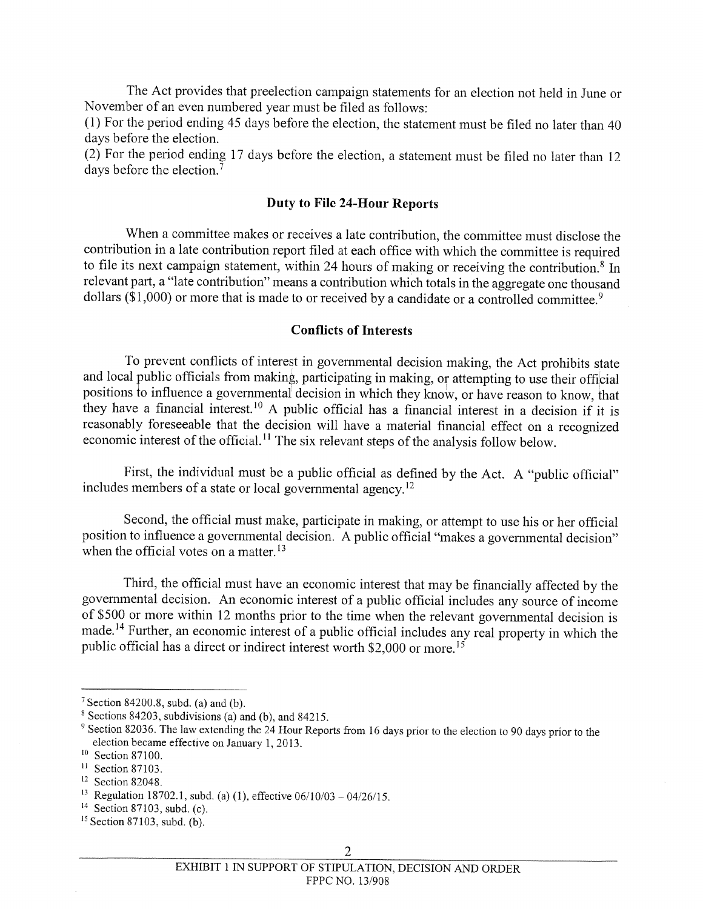The Act provides that preelection campaign statements for an election not held in June or November of an even numbered year must be filed as follows:

(1) For the period ending 45 days before the election, the statement must be filed no later than 40 days before the election.

(2) For the period ending 17 days before the election, a statement must be filed no later than 12 days before the election.[7]

### Duty to File 24-Hour Reports

When a committee makes or receives a late contribution, the committee must disclose the contribution in a late contribution report filed at each office with which the committee is required to file its next campaign statement, within 24 hours of making or receiving the contribution.[8] In relevant part, a "late contribution" means a contribution which totals in the aggregate one thousand dollars ($1,000) or more that is made to or received by a candidate or a controlled committee.[9]

### Conflicts of Interests

To prevent conflicts of interest in governmental decision making, the Act prohibits state and local public officials from making, participating in making, or attempting to use their official positions to influence a governmental decision in which they know, or have reason to know, that they have a financial interest.[10] A public official has a financial interest in a decision if it is reasonably foreseeable that the decision will have a material financial effect on a recognized economic interest of the official.[11] The six relevant steps of the analysis follow below.

First, the individual must be a public official as defined by the Act. A "public official" includes members of a state or local governmental agency.[12]

Second, the official must make, participate in making, or attempt to use his or her official position to influence a governmental decision. A public official "makes a governmental decision" when the official votes on a matter.[13]

Third, the official must have an economic interest that may be financially affected by the governmental decision. An economic interest of a public official includes any source of income of $500 or more within 12 months prior to the time when the relevant governmental decision is made.[14] Further, an economic interest of a public official includes any real property in which the public official has a direct or indirect interest worth $2,000 or more.[15]

---

[7] Section 84200.8, subd. (a) and (b).

[8] Sections 84203, subdivisions (a) and (b), and 84215.

[9] Section 82036. The law extending the 24 Hour Reports from 16 days prior to the election to 90 days prior to the election became effective on January 1, 2013.

[10] Section 87100.

[11] Section 87103.

[12] Section 82048.

[13] Regulation 18702.1, subd. (a) (1), effective 06/10/03 – 04/26/15.

[14] Section 87103, subd. (c).

[15] Section 87103, subd. (b).

EXHIBIT 1 IN SUPPORT OF STIPULATION, DECISION AND ORDER
FPPC NO. 13/908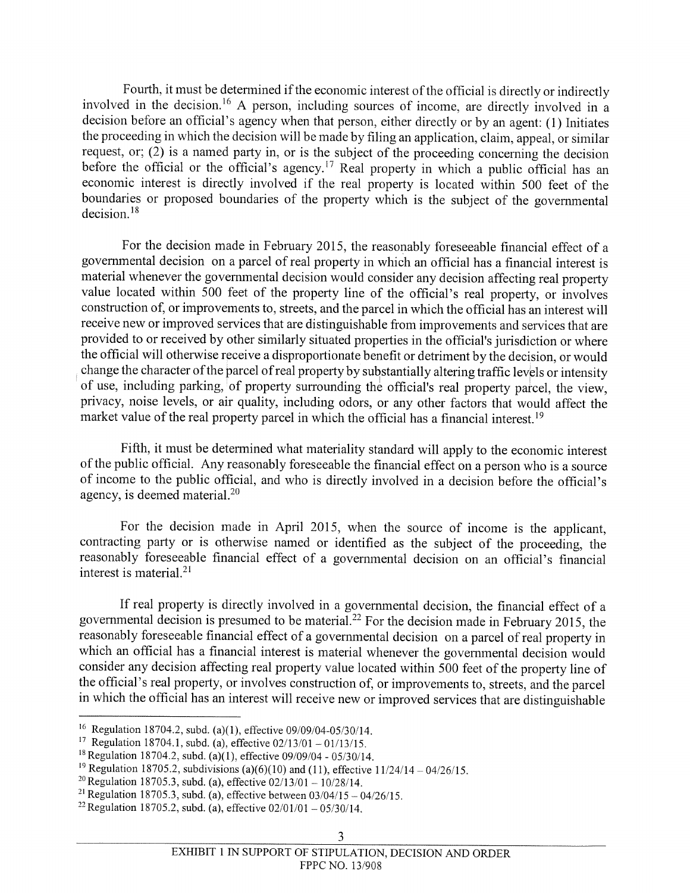Fourth, it must be determined if the economic interest of the official is directly or indirectly involved in the decision.[16] A person, including sources of income, are directly involved in a decision before an official's agency when that person, either directly or by an agent: (1) Initiates the proceeding in which the decision will be made by filing an application, claim, appeal, or similar request, or; (2) is a named party in, or is the subject of the proceeding concerning the decision before the official or the official's agency.[17] Real property in which a public official has an economic interest is directly involved if the real property is located within 500 feet of the boundaries or proposed boundaries of the property which is the subject of the governmental decision.[18]

For the decision made in February 2015, the reasonably foreseeable financial effect of a governmental decision on a parcel of real property in which an official has a financial interest is material whenever the governmental decision would consider any decision affecting real property value located within 500 feet of the property line of the official's real property, or involves construction of, or improvements to, streets, and the parcel in which the official has an interest will receive new or improved services that are distinguishable from improvements and services that are provided to or received by other similarly situated properties in the official's jurisdiction or where the official will otherwise receive a disproportionate benefit or detriment by the decision, or would change the character of the parcel of real property by substantially altering traffic levels or intensity of use, including parking, of property surrounding the official's real property parcel, the view, privacy, noise levels, or air quality, including odors, or any other factors that would affect the market value of the real property parcel in which the official has a financial interest.[19]

Fifth, it must be determined what materiality standard will apply to the economic interest of the public official. Any reasonably foreseeable the financial effect on a person who is a source of income to the public official, and who is directly involved in a decision before the official's agency, is deemed material.[20]

For the decision made in April 2015, when the source of income is the applicant, contracting party or is otherwise named or identified as the subject of the proceeding, the reasonably foreseeable financial effect of a governmental decision on an official's financial interest is material.[21]

If real property is directly involved in a governmental decision, the financial effect of a governmental decision is presumed to be material.[22] For the decision made in February 2015, the reasonably foreseeable financial effect of a governmental decision on a parcel of real property in which an official has a financial interest is material whenever the governmental decision would consider any decision affecting real property value located within 500 feet of the property line of the official's real property, or involves construction of, or improvements to, streets, and the parcel in which the official has an interest will receive new or improved services that are distinguishable

---

[16] Regulation 18704.2, subd. (a)(1), effective 09/09/04-05/30/14.

[17] Regulation 18704.1, subd. (a), effective 02/13/01 – 01/13/15.

[18] Regulation 18704.2, subd. (a)(1), effective 09/09/04 - 05/30/14.

[19] Regulation 18705.2, subdivisions (a)(6)(10) and (11), effective 11/24/14 – 04/26/15.

[20] Regulation 18705.3, subd. (a), effective 02/13/01 – 10/28/14.

[21] Regulation 18705.3, subd. (a), effective between 03/04/15 – 04/26/15.

[22] Regulation 18705.2, subd. (a), effective 02/01/01 – 05/30/14.

EXHIBIT 1 IN SUPPORT OF STIPULATION, DECISION AND ORDER
FPPC NO. 13/908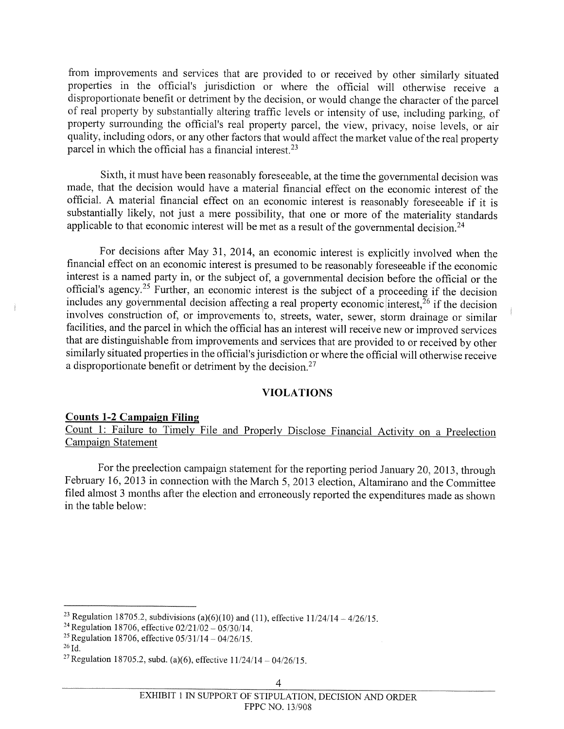from improvements and services that are provided to or received by other similarly situated properties in the official's jurisdiction or where the official will otherwise receive a disproportionate benefit or detriment by the decision, or would change the character of the parcel of real property by substantially altering traffic levels or intensity of use, including parking, of property surrounding the official's real property parcel, the view, privacy, noise levels, or air quality, including odors, or any other factors that would affect the market value of the real property parcel in which the official has a financial interest.[23]

Sixth, it must have been reasonably foreseeable, at the time the governmental decision was made, that the decision would have a material financial effect on the economic interest of the official. A material financial effect on an economic interest is reasonably foreseeable if it is substantially likely, not just a mere possibility, that one or more of the materiality standards applicable to that economic interest will be met as a result of the governmental decision.[24]

For decisions after May 31, 2014, an economic interest is explicitly involved when the financial effect on an economic interest is presumed to be reasonably foreseeable if the economic interest is a named party in, or the subject of, a governmental decision before the official or the official's agency.[25] Further, an economic interest is the subject of a proceeding if the decision includes any governmental decision affecting a real property economic interest,[26] if the decision involves construction of, or improvements to, streets, water, sewer, storm drainage or similar facilities, and the parcel in which the official has an interest will receive new or improved services that are distinguishable from improvements and services that are provided to or received by other similarly situated properties in the official's jurisdiction or where the official will otherwise receive a disproportionate benefit or detriment by the decision.[27]

## VIOLATIONS

**Counts 1-2 Campaign Filing**

Count 1: Failure to Timely File and Properly Disclose Financial Activity on a Preelection Campaign Statement

For the preelection campaign statement for the reporting period January 20, 2013, through February 16, 2013 in connection with the March 5, 2013 election, Altamirano and the Committee filed almost 3 months after the election and erroneously reported the expenditures made as shown in the table below:

---

[23] Regulation 18705.2, subdivisions (a)(6)(10) and (11), effective 11/24/14 – 4/26/15.

[24] Regulation 18706, effective 02/21/02 – 05/30/14.

[25] Regulation 18706, effective 05/31/14 – 04/26/15.

[26] Id.

[27] Regulation 18705.2, subd. (a)(6), effective 11/24/14 – 04/26/15.

EXHIBIT 1 IN SUPPORT OF STIPULATION, DECISION AND ORDER
FPPC NO. 13/908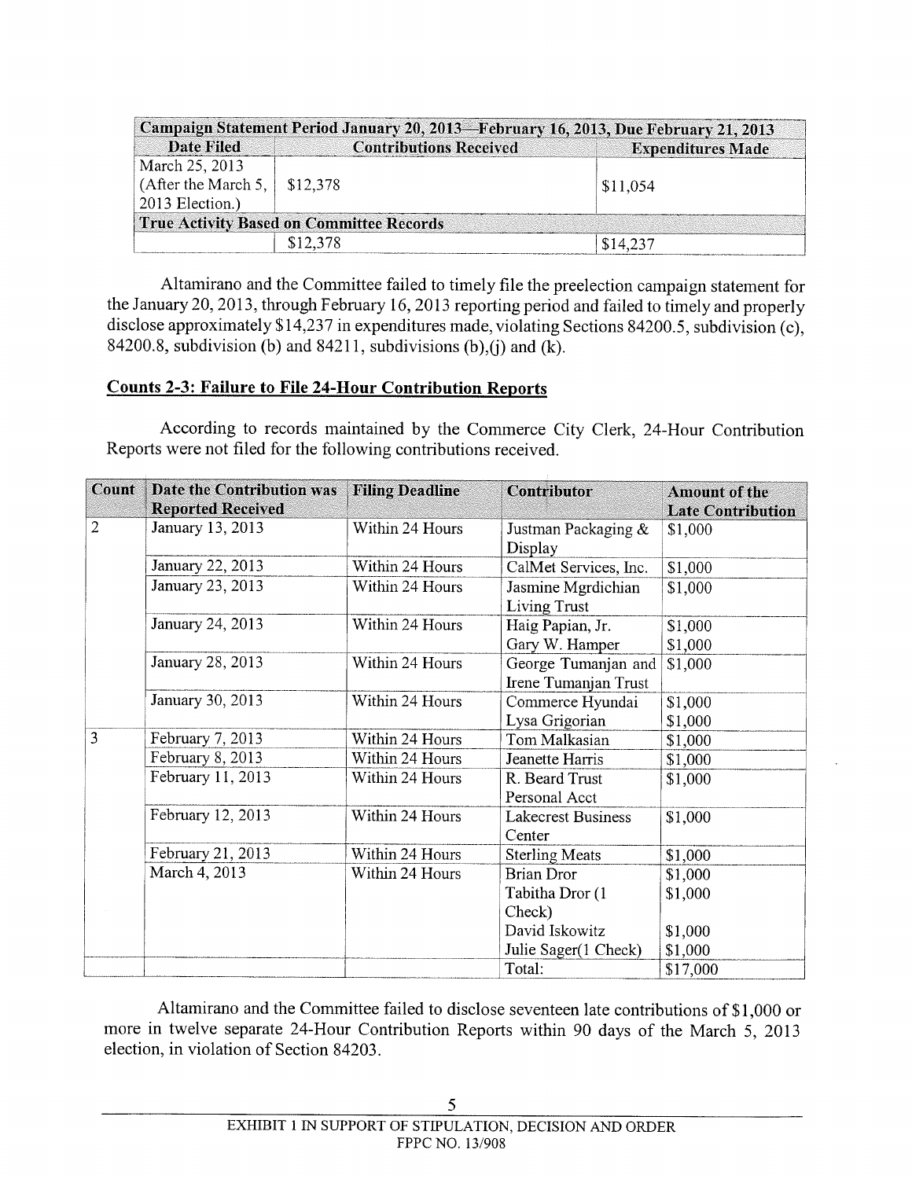| Campaign Statement Period January 20, 2013—February 16, 2013, Due February 21, 2013 | | |
|---|---|---|
| **Date Filed** | **Contributions Received** | **Expenditures Made** |
| March 25, 2013 (After the March 5, 2013 Election.) | $12,378 | $11,054 |
| **True Activity Based on Committee Records** | | |
| | $12,378 | $14,237 |

Altamirano and the Committee failed to timely file the preelection campaign statement for the January 20, 2013, through February 16, 2013 reporting period and failed to timely and properly disclose approximately $14,237 in expenditures made, violating Sections 84200.5, subdivision (c), 84200.8, subdivision (b) and 84211, subdivisions (b),(j) and (k).

## Counts 2-3: Failure to File 24-Hour Contribution Reports

According to records maintained by the Commerce City Clerk, 24-Hour Contribution Reports were not filed for the following contributions received.

| Count | Date the Contribution was Reported Received | Filing Deadline | Contributor | Amount of the Late Contribution |
|---|---|---|---|---|
| 2 | January 13, 2013 | Within 24 Hours | Justman Packaging & Display | $1,000 |
| | January 22, 2013 | Within 24 Hours | CalMet Services, Inc. | $1,000 |
| | January 23, 2013 | Within 24 Hours | Jasmine Mgrdichian Living Trust | $1,000 |
| | January 24, 2013 | Within 24 Hours | Haig Papian, Jr.<br>Gary W. Hamper | $1,000<br>$1,000 |
| | January 28, 2013 | Within 24 Hours | George Tumanjan and Irene Tumanjan Trust | $1,000 |
| | January 30, 2013 | Within 24 Hours | Commerce Hyundai<br>Lysa Grigorian | $1,000<br>$1,000 |
| 3 | February 7, 2013 | Within 24 Hours | Tom Malkasian | $1,000 |
| | February 8, 2013 | Within 24 Hours | Jeanette Harris | $1,000 |
| | February 11, 2013 | Within 24 Hours | R. Beard Trust Personal Acct | $1,000 |
| | February 12, 2013 | Within 24 Hours | Lakecrest Business Center | $1,000 |
| | February 21, 2013 | Within 24 Hours | Sterling Meats | $1,000 |
| | March 4, 2013 | Within 24 Hours | Brian Dror<br>Tabitha Dror (1 Check)<br>David Iskowitz<br>Julie Sager(1 Check) | $1,000<br>$1,000<br>$1,000<br>$1,000 |
| | | | Total: | $17,000 |

Altamirano and the Committee failed to disclose seventeen late contributions of $1,000 or more in twelve separate 24-Hour Contribution Reports within 90 days of the March 5, 2013 election, in violation of Section 84203.

EXHIBIT 1 IN SUPPORT OF STIPULATION, DECISION AND ORDER
FPPC NO. 13/908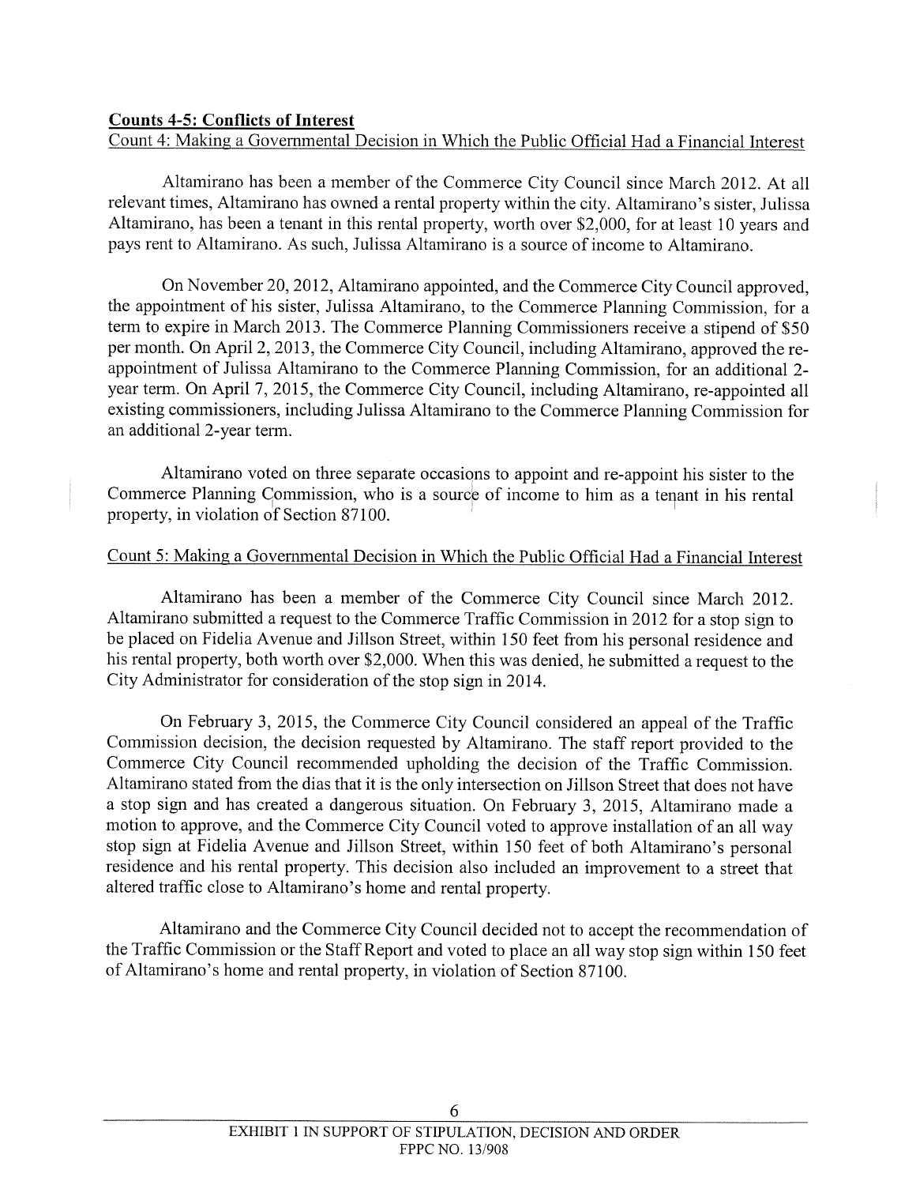**Counts 4-5: Conflicts of Interest**

Count 4: Making a Governmental Decision in Which the Public Official Had a Financial Interest

Altamirano has been a member of the Commerce City Council since March 2012. At all relevant times, Altamirano has owned a rental property within the city. Altamirano's sister, Julissa Altamirano, has been a tenant in this rental property, worth over $2,000, for at least 10 years and pays rent to Altamirano. As such, Julissa Altamirano is a source of income to Altamirano.

On November 20, 2012, Altamirano appointed, and the Commerce City Council approved, the appointment of his sister, Julissa Altamirano, to the Commerce Planning Commission, for a term to expire in March 2013. The Commerce Planning Commissioners receive a stipend of $50 per month. On April 2, 2013, the Commerce City Council, including Altamirano, approved the re-appointment of Julissa Altamirano to the Commerce Planning Commission, for an additional 2-year term. On April 7, 2015, the Commerce City Council, including Altamirano, re-appointed all existing commissioners, including Julissa Altamirano to the Commerce Planning Commission for an additional 2-year term.

Altamirano voted on three separate occasions to appoint and re-appoint his sister to the Commerce Planning Commission, who is a source of income to him as a tenant in his rental property, in violation of Section 87100.

Count 5: Making a Governmental Decision in Which the Public Official Had a Financial Interest

Altamirano has been a member of the Commerce City Council since March 2012. Altamirano submitted a request to the Commerce Traffic Commission in 2012 for a stop sign to be placed on Fidelia Avenue and Jillson Street, within 150 feet from his personal residence and his rental property, both worth over $2,000. When this was denied, he submitted a request to the City Administrator for consideration of the stop sign in 2014.

On February 3, 2015, the Commerce City Council considered an appeal of the Traffic Commission decision, the decision requested by Altamirano. The staff report provided to the Commerce City Council recommended upholding the decision of the Traffic Commission. Altamirano stated from the dias that it is the only intersection on Jillson Street that does not have a stop sign and has created a dangerous situation. On February 3, 2015, Altamirano made a motion to approve, and the Commerce City Council voted to approve installation of an all way stop sign at Fidelia Avenue and Jillson Street, within 150 feet of both Altamirano's personal residence and his rental property. This decision also included an improvement to a street that altered traffic close to Altamirano's home and rental property.

Altamirano and the Commerce City Council decided not to accept the recommendation of the Traffic Commission or the Staff Report and voted to place an all way stop sign within 150 feet of Altamirano's home and rental property, in violation of Section 87100.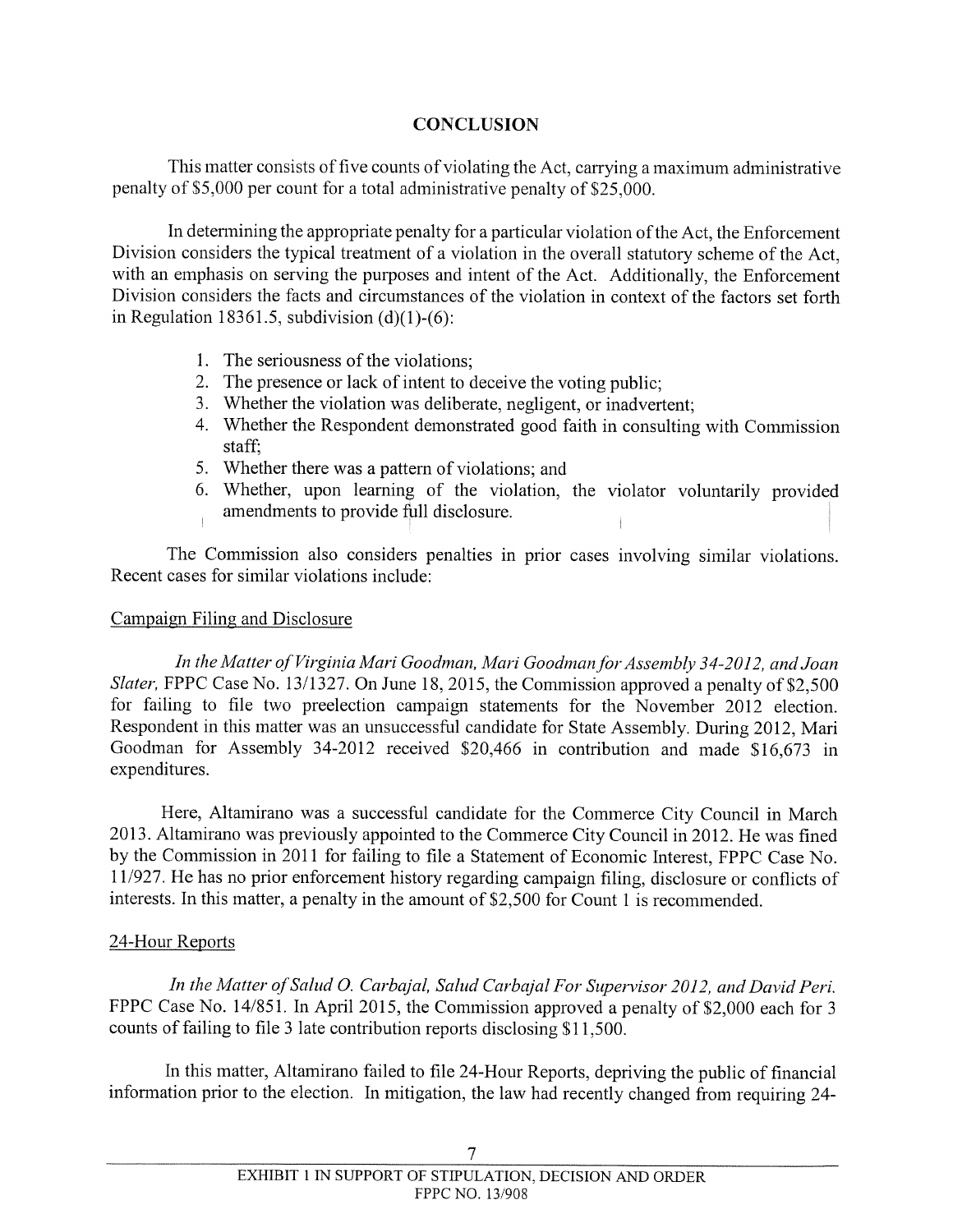## CONCLUSION

This matter consists of five counts of violating the Act, carrying a maximum administrative penalty of $5,000 per count for a total administrative penalty of $25,000.

In determining the appropriate penalty for a particular violation of the Act, the Enforcement Division considers the typical treatment of a violation in the overall statutory scheme of the Act, with an emphasis on serving the purposes and intent of the Act. Additionally, the Enforcement Division considers the facts and circumstances of the violation in context of the factors set forth in Regulation 18361.5, subdivision (d)(1)-(6):

1. The seriousness of the violations;
2. The presence or lack of intent to deceive the voting public;
3. Whether the violation was deliberate, negligent, or inadvertent;
4. Whether the Respondent demonstrated good faith in consulting with Commission staff;
5. Whether there was a pattern of violations; and
6. Whether, upon learning of the violation, the violator voluntarily provided amendments to provide full disclosure.

The Commission also considers penalties in prior cases involving similar violations. Recent cases for similar violations include:

Campaign Filing and Disclosure

*In the Matter of Virginia Mari Goodman, Mari Goodman for Assembly 34-2012, and Joan Slater,* FPPC Case No. 13/1327. On June 18, 2015, the Commission approved a penalty of $2,500 for failing to file two preelection campaign statements for the November 2012 election. Respondent in this matter was an unsuccessful candidate for State Assembly. During 2012, Mari Goodman for Assembly 34-2012 received $20,466 in contribution and made $16,673 in expenditures.

Here, Altamirano was a successful candidate for the Commerce City Council in March 2013. Altamirano was previously appointed to the Commerce City Council in 2012. He was fined by the Commission in 2011 for failing to file a Statement of Economic Interest, FPPC Case No. 11/927. He has no prior enforcement history regarding campaign filing, disclosure or conflicts of interests. In this matter, a penalty in the amount of $2,500 for Count 1 is recommended.

24-Hour Reports

*In the Matter of Salud O. Carbajal, Salud Carbajal For Supervisor 2012, and David Peri.* FPPC Case No. 14/851. In April 2015, the Commission approved a penalty of $2,000 each for 3 counts of failing to file 3 late contribution reports disclosing $11,500.

In this matter, Altamirano failed to file 24-Hour Reports, depriving the public of financial information prior to the election. In mitigation, the law had recently changed from requiring 24-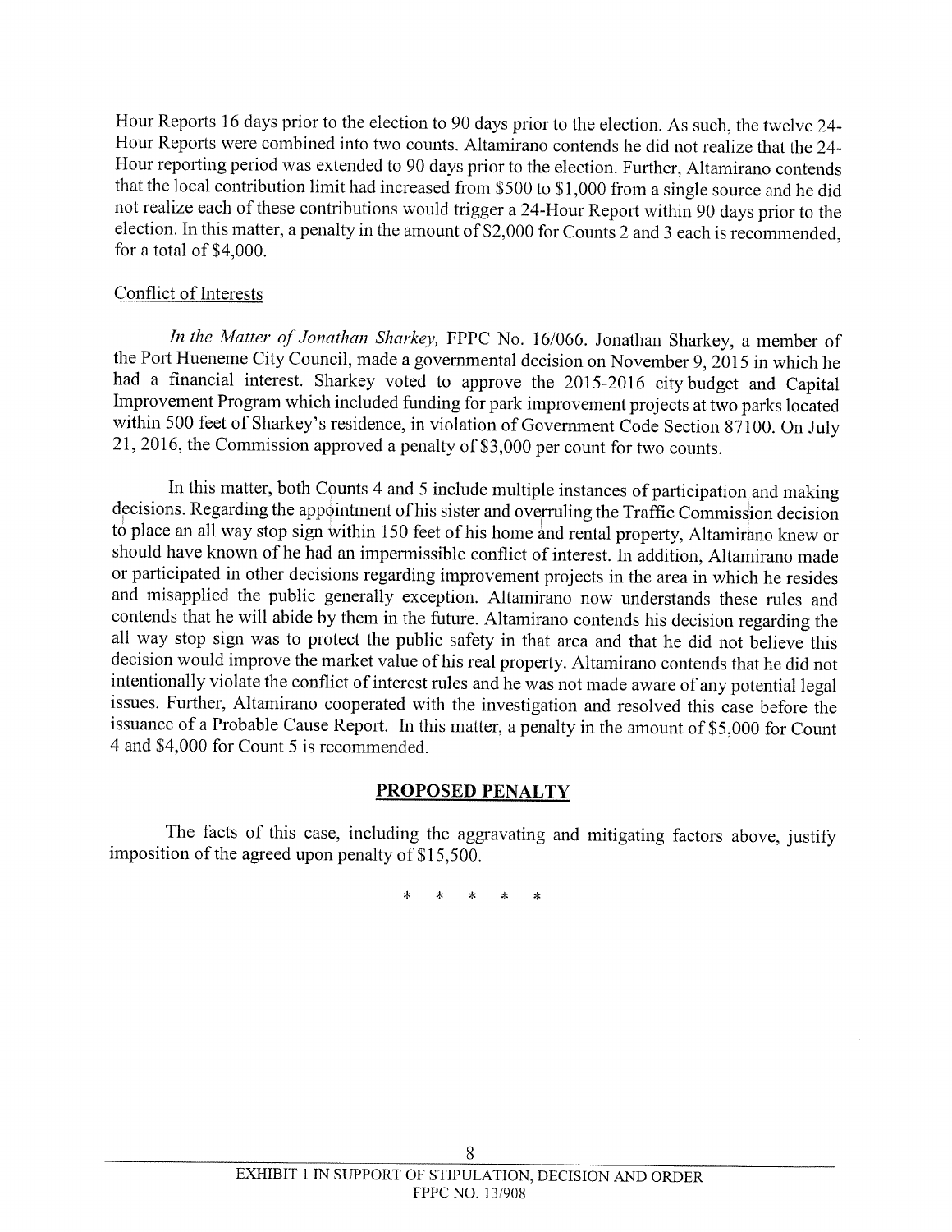Hour Reports 16 days prior to the election to 90 days prior to the election. As such, the twelve 24-Hour Reports were combined into two counts. Altamirano contends he did not realize that the 24-Hour reporting period was extended to 90 days prior to the election. Further, Altamirano contends that the local contribution limit had increased from $500 to $1,000 from a single source and he did not realize each of these contributions would trigger a 24-Hour Report within 90 days prior to the election. In this matter, a penalty in the amount of $2,000 for Counts 2 and 3 each is recommended, for a total of $4,000.

Conflict of Interests

*In the Matter of Jonathan Sharkey*, FPPC No. 16/066. Jonathan Sharkey, a member of the Port Hueneme City Council, made a governmental decision on November 9, 2015 in which he had a financial interest. Sharkey voted to approve the 2015-2016 city budget and Capital Improvement Program which included funding for park improvement projects at two parks located within 500 feet of Sharkey's residence, in violation of Government Code Section 87100. On July 21, 2016, the Commission approved a penalty of $3,000 per count for two counts.

In this matter, both Counts 4 and 5 include multiple instances of participation and making decisions. Regarding the appointment of his sister and overruling the Traffic Commission decision to place an all way stop sign within 150 feet of his home and rental property, Altamirano knew or should have known of he had an impermissible conflict of interest. In addition, Altamirano made or participated in other decisions regarding improvement projects in the area in which he resides and misapplied the public generally exception. Altamirano now understands these rules and contends that he will abide by them in the future. Altamirano contends his decision regarding the all way stop sign was to protect the public safety in that area and that he did not believe this decision would improve the market value of his real property. Altamirano contends that he did not intentionally violate the conflict of interest rules and he was not made aware of any potential legal issues. Further, Altamirano cooperated with the investigation and resolved this case before the issuance of a Probable Cause Report. In this matter, a penalty in the amount of $5,000 for Count 4 and $4,000 for Count 5 is recommended.

## PROPOSED PENALTY

The facts of this case, including the aggravating and mitigating factors above, justify imposition of the agreed upon penalty of $15,500.

\* \* \* \* \*

EXHIBIT 1 IN SUPPORT OF STIPULATION, DECISION AND ORDER
FPPC NO. 13/908